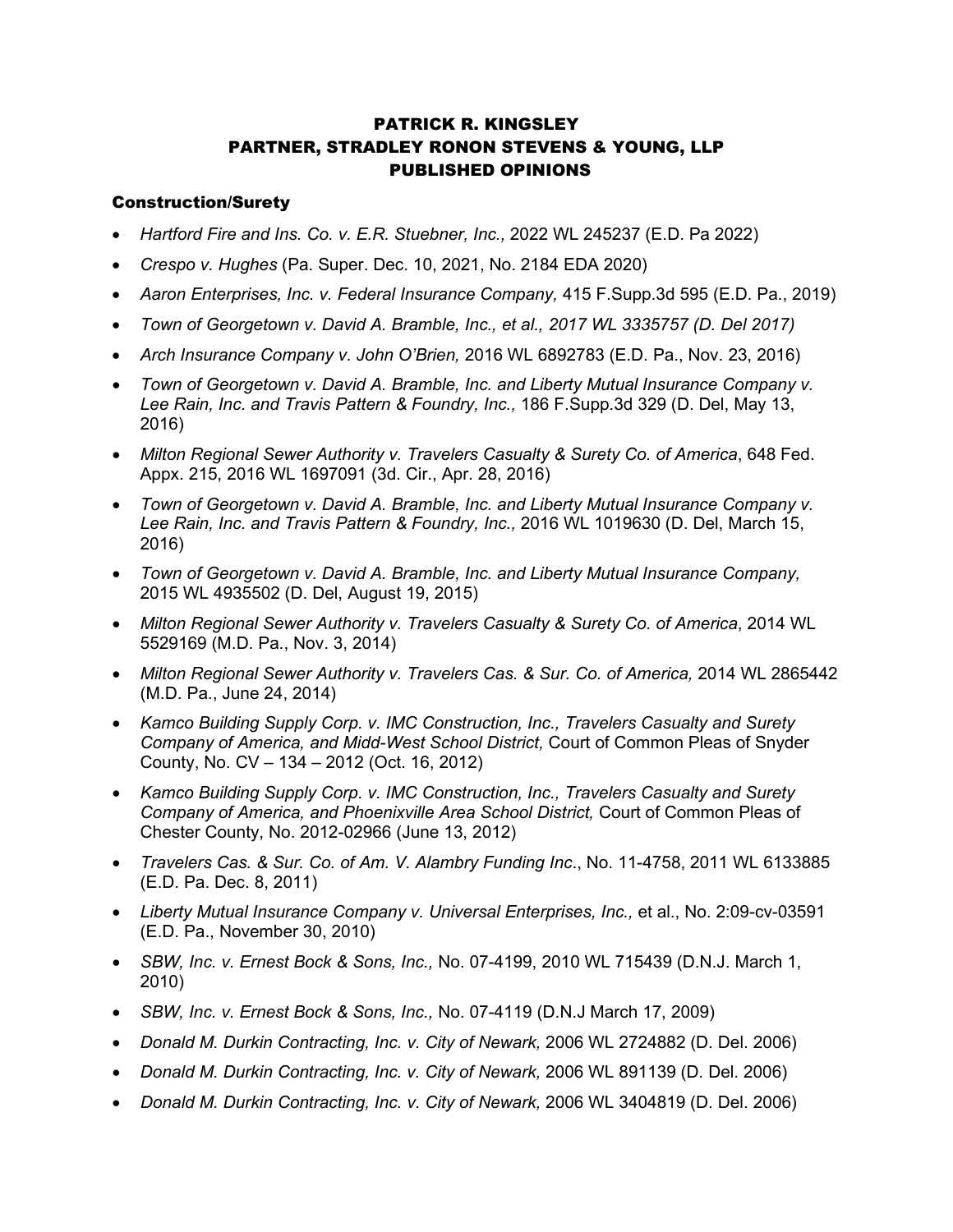# PATRICK R. KINGSLEY
# PARTNER, STRADLEY RONON STEVENS & YOUNG, LLP
# PUBLISHED OPINIONS

## Construction/Surety

- *Hartford Fire and Ins. Co. v. E.R. Stuebner, Inc.,* 2022 WL 245237 (E.D. Pa 2022)
- *Crespo v. Hughes* (Pa. Super. Dec. 10, 2021, No. 2184 EDA 2020)
- *Aaron Enterprises, Inc. v. Federal Insurance Company,* 415 F.Supp.3d 595 (E.D. Pa., 2019)
- *Town of Georgetown v. David A. Bramble, Inc., et al., 2017 WL 3335757 (D. Del 2017)*
- *Arch Insurance Company v. John O'Brien,* 2016 WL 6892783 (E.D. Pa., Nov. 23, 2016)
- *Town of Georgetown v. David A. Bramble, Inc. and Liberty Mutual Insurance Company v. Lee Rain, Inc. and Travis Pattern & Foundry, Inc.,* 186 F.Supp.3d 329 (D. Del, May 13, 2016)
- *Milton Regional Sewer Authority v. Travelers Casualty & Surety Co. of America*, 648 Fed. Appx. 215, 2016 WL 1697091 (3d. Cir., Apr. 28, 2016)
- *Town of Georgetown v. David A. Bramble, Inc. and Liberty Mutual Insurance Company v. Lee Rain, Inc. and Travis Pattern & Foundry, Inc.,* 2016 WL 1019630 (D. Del, March 15, 2016)
- *Town of Georgetown v. David A. Bramble, Inc. and Liberty Mutual Insurance Company,* 2015 WL 4935502 (D. Del, August 19, 2015)
- *Milton Regional Sewer Authority v. Travelers Casualty & Surety Co. of America*, 2014 WL 5529169 (M.D. Pa., Nov. 3, 2014)
- *Milton Regional Sewer Authority v. Travelers Cas. & Sur. Co. of America,* 2014 WL 2865442 (M.D. Pa., June 24, 2014)
- *Kamco Building Supply Corp. v. IMC Construction, Inc., Travelers Casualty and Surety Company of America, and Midd-West School District,* Court of Common Pleas of Snyder County, No. CV – 134 – 2012 (Oct. 16, 2012)
- *Kamco Building Supply Corp. v. IMC Construction, Inc., Travelers Casualty and Surety Company of America, and Phoenixville Area School District,* Court of Common Pleas of Chester County, No. 2012-02966 (June 13, 2012)
- *Travelers Cas. & Sur. Co. of Am. V. Alambry Funding Inc*., No. 11-4758, 2011 WL 6133885 (E.D. Pa. Dec. 8, 2011)
- *Liberty Mutual Insurance Company v. Universal Enterprises, Inc.,* et al., No. 2:09-cv-03591 (E.D. Pa., November 30, 2010)
- *SBW, Inc. v. Ernest Bock & Sons, Inc.,* No. 07-4199, 2010 WL 715439 (D.N.J. March 1, 2010)
- *SBW, Inc. v. Ernest Bock & Sons, Inc.,* No. 07-4119 (D.N.J March 17, 2009)
- *Donald M. Durkin Contracting, Inc. v. City of Newark,* 2006 WL 2724882 (D. Del. 2006)
- *Donald M. Durkin Contracting, Inc. v. City of Newark,* 2006 WL 891139 (D. Del. 2006)
- *Donald M. Durkin Contracting, Inc. v. City of Newark,* 2006 WL 3404819 (D. Del. 2006)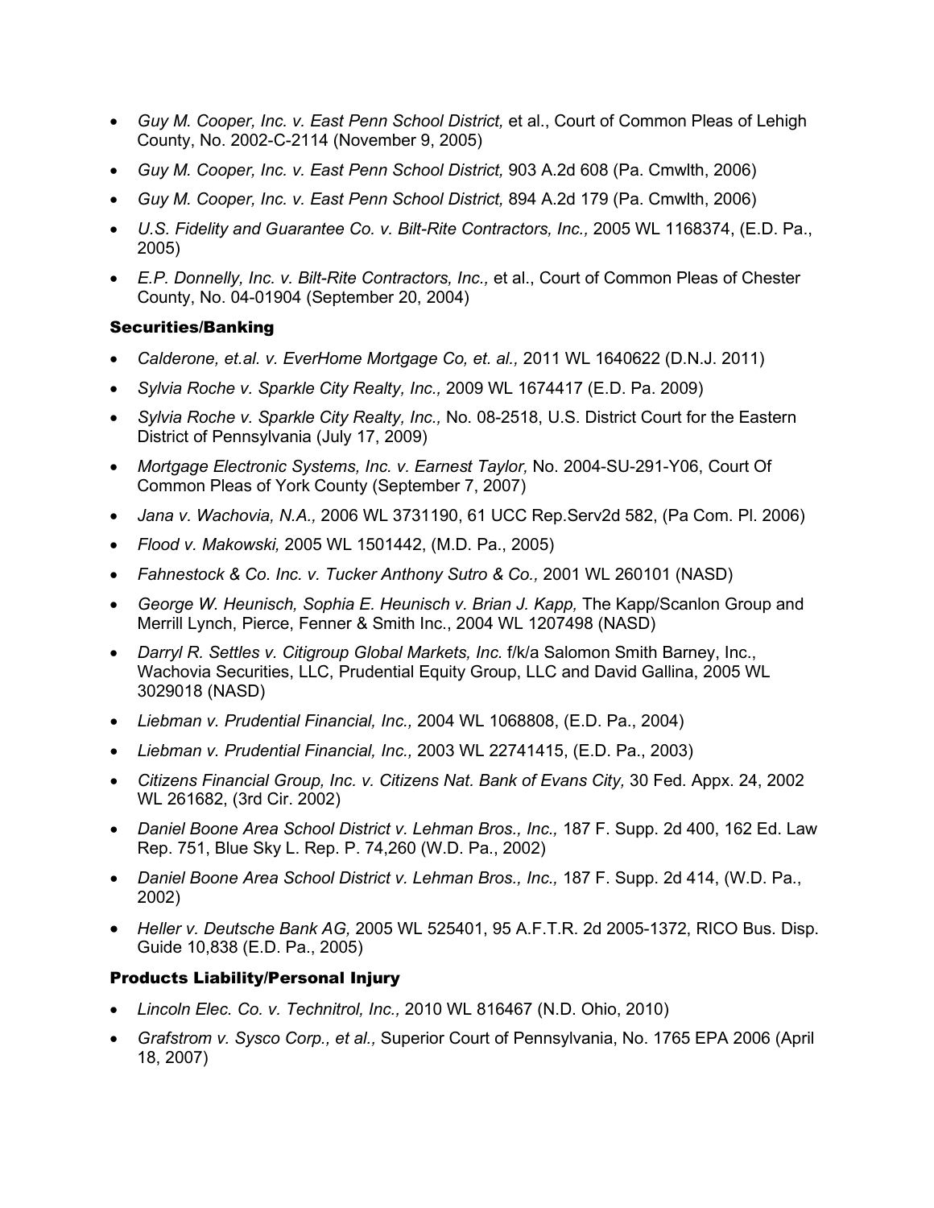- *Guy M. Cooper, Inc. v. East Penn School District,* et al., Court of Common Pleas of Lehigh County, No. 2002-C-2114 (November 9, 2005)
- *Guy M. Cooper, Inc. v. East Penn School District,* 903 A.2d 608 (Pa. Cmwlth, 2006)
- *Guy M. Cooper, Inc. v. East Penn School District,* 894 A.2d 179 (Pa. Cmwlth, 2006)
- *U.S. Fidelity and Guarantee Co. v. Bilt-Rite Contractors, Inc.,* 2005 WL 1168374, (E.D. Pa., 2005)
- *E.P. Donnelly, Inc. v. Bilt-Rite Contractors, Inc.,* et al., Court of Common Pleas of Chester County, No. 04-01904 (September 20, 2004)

### Securities/Banking

- *Calderone, et.al. v. EverHome Mortgage Co, et. al.,* 2011 WL 1640622 (D.N.J. 2011)
- *Sylvia Roche v. Sparkle City Realty, Inc.,* 2009 WL 1674417 (E.D. Pa. 2009)
- *Sylvia Roche v. Sparkle City Realty, Inc.,* No. 08-2518, U.S. District Court for the Eastern District of Pennsylvania (July 17, 2009)
- *Mortgage Electronic Systems, Inc. v. Earnest Taylor,* No. 2004-SU-291-Y06, Court Of Common Pleas of York County (September 7, 2007)
- *Jana v. Wachovia, N.A.,* 2006 WL 3731190, 61 UCC Rep.Serv2d 582, (Pa Com. Pl. 2006)
- *Flood v. Makowski,* 2005 WL 1501442, (M.D. Pa., 2005)
- *Fahnestock & Co. Inc. v. Tucker Anthony Sutro & Co.,* 2001 WL 260101 (NASD)
- *George W. Heunisch, Sophia E. Heunisch v. Brian J. Kapp,* The Kapp/Scanlon Group and Merrill Lynch, Pierce, Fenner & Smith Inc., 2004 WL 1207498 (NASD)
- *Darryl R. Settles v. Citigroup Global Markets, Inc.* f/k/a Salomon Smith Barney, Inc., Wachovia Securities, LLC, Prudential Equity Group, LLC and David Gallina, 2005 WL 3029018 (NASD)
- *Liebman v. Prudential Financial, Inc.,* 2004 WL 1068808, (E.D. Pa., 2004)
- *Liebman v. Prudential Financial, Inc.,* 2003 WL 22741415, (E.D. Pa., 2003)
- *Citizens Financial Group, Inc. v. Citizens Nat. Bank of Evans City,* 30 Fed. Appx. 24, 2002 WL 261682, (3rd Cir. 2002)
- *Daniel Boone Area School District v. Lehman Bros., Inc.,* 187 F. Supp. 2d 400, 162 Ed. Law Rep. 751, Blue Sky L. Rep. P. 74,260 (W.D. Pa., 2002)
- *Daniel Boone Area School District v. Lehman Bros., Inc.,* 187 F. Supp. 2d 414, (W.D. Pa., 2002)
- *Heller v. Deutsche Bank AG,* 2005 WL 525401, 95 A.F.T.R. 2d 2005-1372, RICO Bus. Disp. Guide 10,838 (E.D. Pa., 2005)

### Products Liability/Personal Injury

- *Lincoln Elec. Co. v. Technitrol, Inc.,* 2010 WL 816467 (N.D. Ohio, 2010)
- *Grafstrom v. Sysco Corp., et al.,* Superior Court of Pennsylvania, No. 1765 EPA 2006 (April 18, 2007)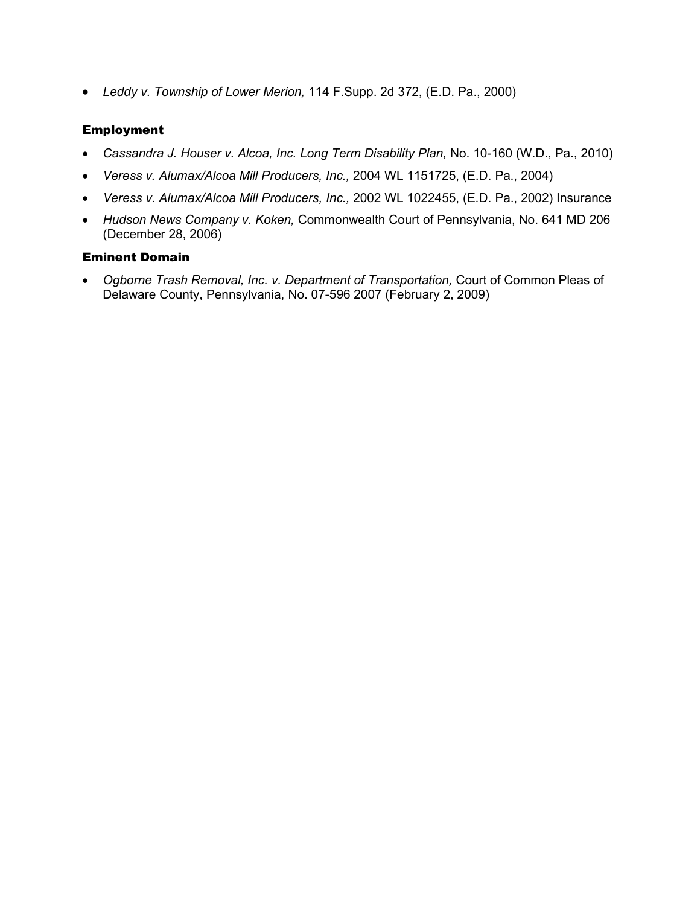- *Leddy v. Township of Lower Merion,* 114 F.Supp. 2d 372, (E.D. Pa., 2000)

## Employment

- *Cassandra J. Houser v. Alcoa, Inc. Long Term Disability Plan,* No. 10-160 (W.D., Pa., 2010)
- *Veress v. Alumax/Alcoa Mill Producers, Inc.,* 2004 WL 1151725, (E.D. Pa., 2004)
- *Veress v. Alumax/Alcoa Mill Producers, Inc.,* 2002 WL 1022455, (E.D. Pa., 2002) Insurance
- *Hudson News Company v. Koken,* Commonwealth Court of Pennsylvania, No. 641 MD 206 (December 28, 2006)

## Eminent Domain

- *Ogborne Trash Removal, Inc. v. Department of Transportation,* Court of Common Pleas of Delaware County, Pennsylvania, No. 07-596 2007 (February 2, 2009)